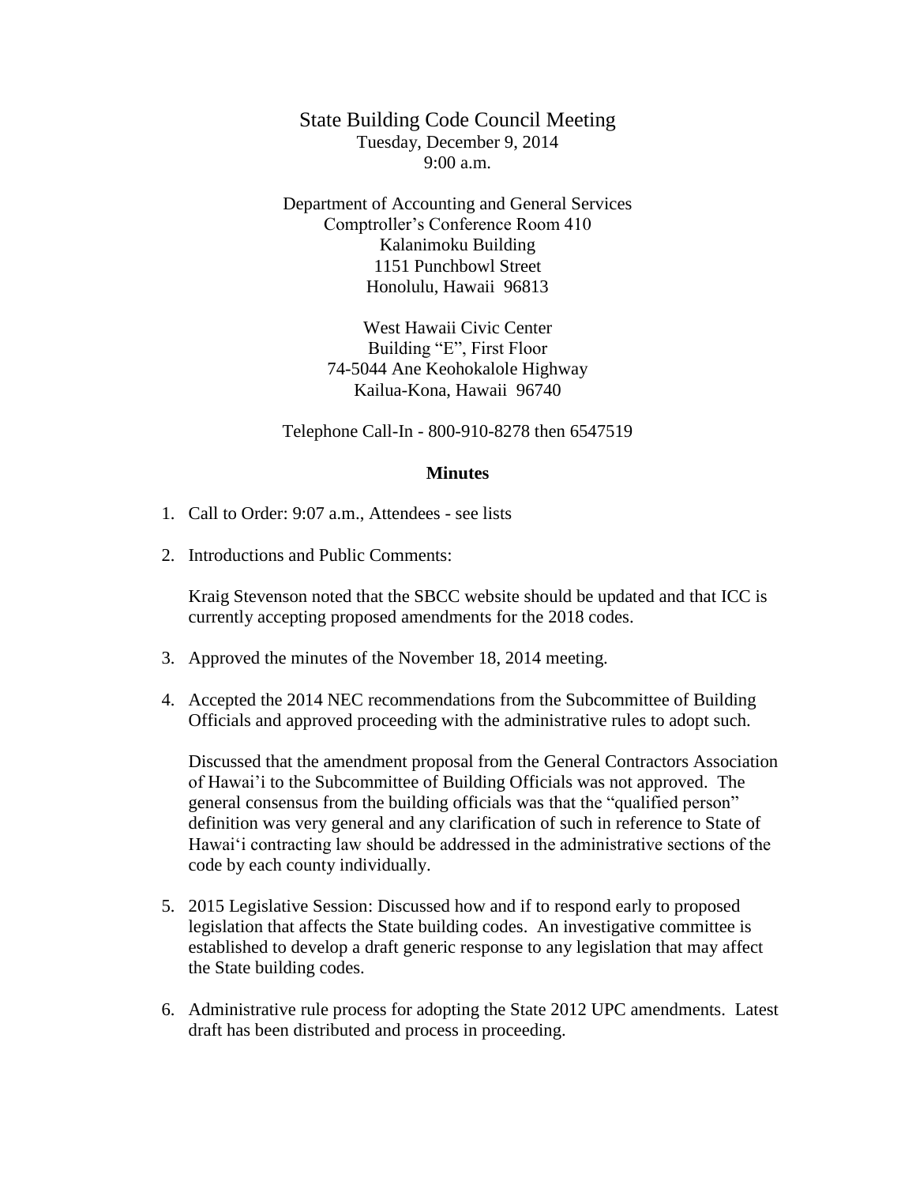# State Building Code Council Meeting

Tuesday, December 9, 2014
9:00 a.m.

Department of Accounting and General Services
Comptroller's Conference Room 410
Kalanimoku Building
1151 Punchbowl Street
Honolulu, Hawaii 96813

West Hawaii Civic Center
Building "E", First Floor
74-5044 Ane Keohokalole Highway
Kailua-Kona, Hawaii 96740

Telephone Call-In - 800-910-8278 then 6547519

**Minutes**

1. Call to Order: 9:07 a.m., Attendees - see lists

2. Introductions and Public Comments:

   Kraig Stevenson noted that the SBCC website should be updated and that ICC is currently accepting proposed amendments for the 2018 codes.

3. Approved the minutes of the November 18, 2014 meeting.

4. Accepted the 2014 NEC recommendations from the Subcommittee of Building Officials and approved proceeding with the administrative rules to adopt such.

   Discussed that the amendment proposal from the General Contractors Association of Hawai'i to the Subcommittee of Building Officials was not approved. The general consensus from the building officials was that the "qualified person" definition was very general and any clarification of such in reference to State of Hawai'i contracting law should be addressed in the administrative sections of the code by each county individually.

5. 2015 Legislative Session: Discussed how and if to respond early to proposed legislation that affects the State building codes. An investigative committee is established to develop a draft generic response to any legislation that may affect the State building codes.

6. Administrative rule process for adopting the State 2012 UPC amendments. Latest draft has been distributed and process in proceeding.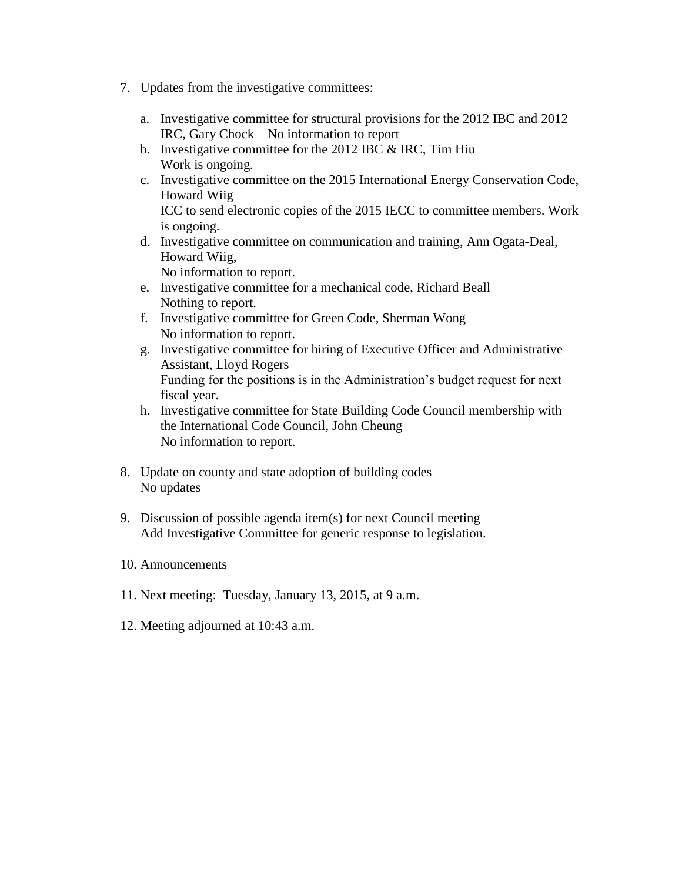7. Updates from the investigative committees:

   a. Investigative committee for structural provisions for the 2012 IBC and 2012 IRC, Gary Chock – No information to report
   b. Investigative committee for the 2012 IBC & IRC, Tim Hiu
      Work is ongoing.
   c. Investigative committee on the 2015 International Energy Conservation Code, Howard Wiig
      ICC to send electronic copies of the 2015 IECC to committee members. Work is ongoing.
   d. Investigative committee on communication and training, Ann Ogata-Deal, Howard Wiig,
      No information to report.
   e. Investigative committee for a mechanical code, Richard Beall
      Nothing to report.
   f. Investigative committee for Green Code, Sherman Wong
      No information to report.
   g. Investigative committee for hiring of Executive Officer and Administrative Assistant, Lloyd Rogers
      Funding for the positions is in the Administration's budget request for next fiscal year.
   h. Investigative committee for State Building Code Council membership with the International Code Council, John Cheung
      No information to report.

8. Update on county and state adoption of building codes
   No updates

9. Discussion of possible agenda item(s) for next Council meeting
   Add Investigative Committee for generic response to legislation.

10. Announcements

11. Next meeting: Tuesday, January 13, 2015, at 9 a.m.

12. Meeting adjourned at 10:43 a.m.